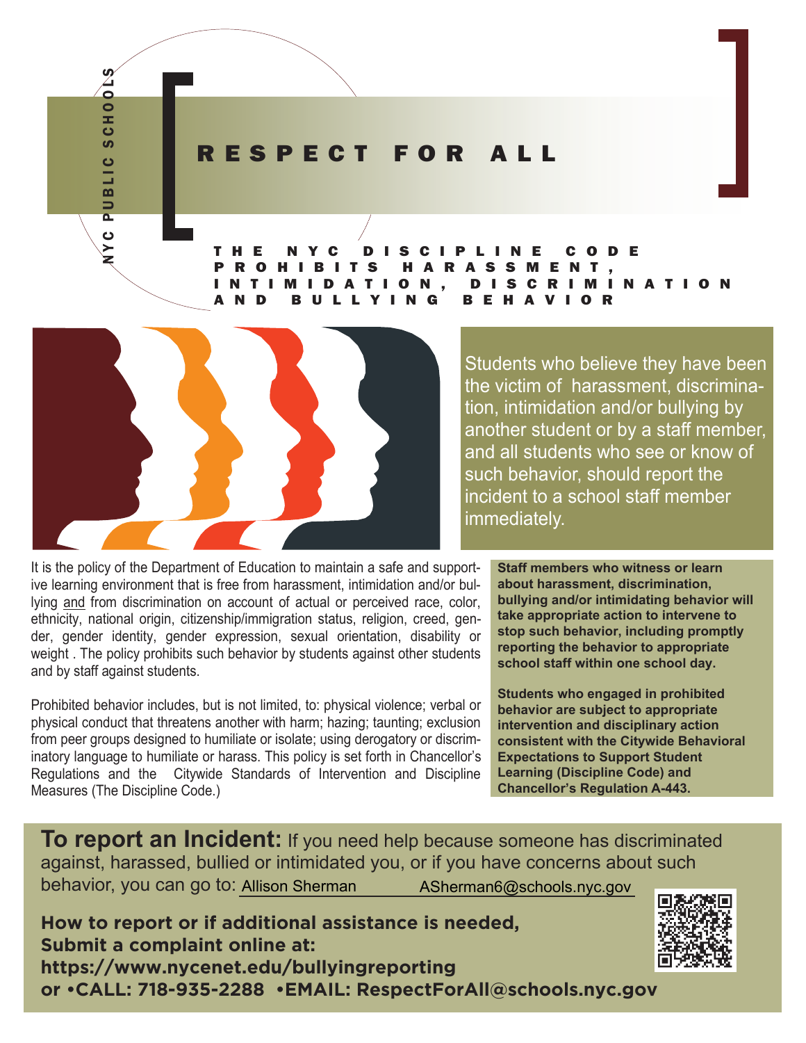NYC PUBLIC SCHOOLS

# RESPECT FOR ALL

## THE NYC DISCIPLINE CODE PROHIBITS HARASSMENT, INTIMIDATION, DISCRIMINATION AND BULLYING BEHAVIOR

Students who believe they have been the victim of harassment, discrimination, intimidation and/or bullying by another student or by a staff member, and all students who see or know of such behavior, should report the incident to a school staff member immediately.

It is the policy of the Department of Education to maintain a safe and supportive learning environment that is free from harassment, intimidation and/or bullying and from discrimination on account of actual or perceived race, color, ethnicity, national origin, citizenship/immigration status, religion, creed, gender, gender identity, gender expression, sexual orientation, disability or weight . The policy prohibits such behavior by students against other students and by staff against students.

Prohibited behavior includes, but is not limited, to: physical violence; verbal or physical conduct that threatens another with harm; hazing; taunting; exclusion from peer groups designed to humiliate or isolate; using derogatory or discriminatory language to humiliate or harass. This policy is set forth in Chancellor's Regulations and the Citywide Standards of Intervention and Discipline Measures (The Discipline Code.)

**Staff members who witness or learn about harassment, discrimination, bullying and/or intimidating behavior will take appropriate action to intervene to stop such behavior, including promptly reporting the behavior to appropriate school staff within one school day.**

**Students who engaged in prohibited behavior are subject to appropriate intervention and disciplinary action consistent with the Citywide Behavioral Expectations to Support Student Learning (Discipline Code) and Chancellor's Regulation A-443.**

**To report an Incident:** If you need help because someone has discriminated against, harassed, bullied or intimidated you, or if you have concerns about such behavior, you can go to: Allison Sherman ASherman6@schools.nyc.gov

**How to report or if additional assistance is needed,**
**Submit a complaint online at:**
**https://www.nycenet.edu/bullyingreporting**
**or •CALL: 718-935-2288 •EMAIL: RespectForAll@schools.nyc.gov**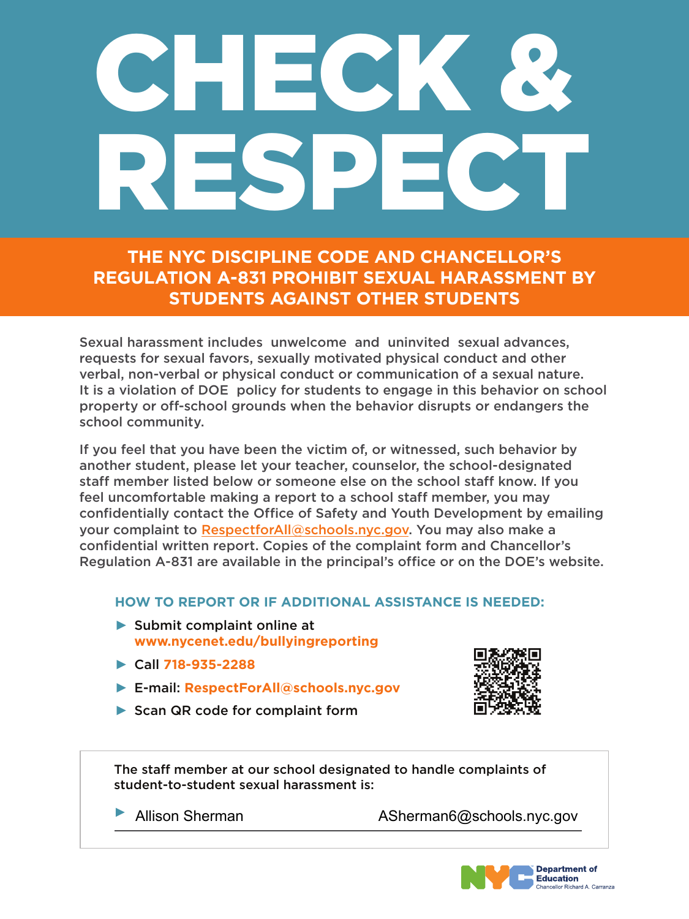# CHECK & RESPECT

## THE NYC DISCIPLINE CODE AND CHANCELLOR'S REGULATION A-831 PROHIBIT SEXUAL HARASSMENT BY STUDENTS AGAINST OTHER STUDENTS

Sexual harassment includes unwelcome and uninvited sexual advances, requests for sexual favors, sexually motivated physical conduct and other verbal, non-verbal or physical conduct or communication of a sexual nature. It is a violation of DOE policy for students to engage in this behavior on school property or off-school grounds when the behavior disrupts or endangers the school community.

If you feel that you have been the victim of, or witnessed, such behavior by another student, please let your teacher, counselor, the school-designated staff member listed below or someone else on the school staff know. If you feel uncomfortable making a report to a school staff member, you may confidentially contact the Office of Safety and Youth Development by emailing your complaint to RespectforAll@schools.nyc.gov. You may also make a confidential written report. Copies of the complaint form and Chancellor's Regulation A-831 are available in the principal's office or on the DOE's website.

### HOW TO REPORT OR IF ADDITIONAL ASSISTANCE IS NEEDED:

- Submit complaint online at **www.nycenet.edu/bullyingreporting**
- Call **718-935-2288**
- E-mail: **RespectForAll@schools.nyc.gov**
- Scan QR code for complaint form

The staff member at our school designated to handle complaints of student-to-student sexual harassment is:

- Allison Sherman ASherman6@schools.nyc.gov

NYC Department of Education
Chancellor Richard A. Carranza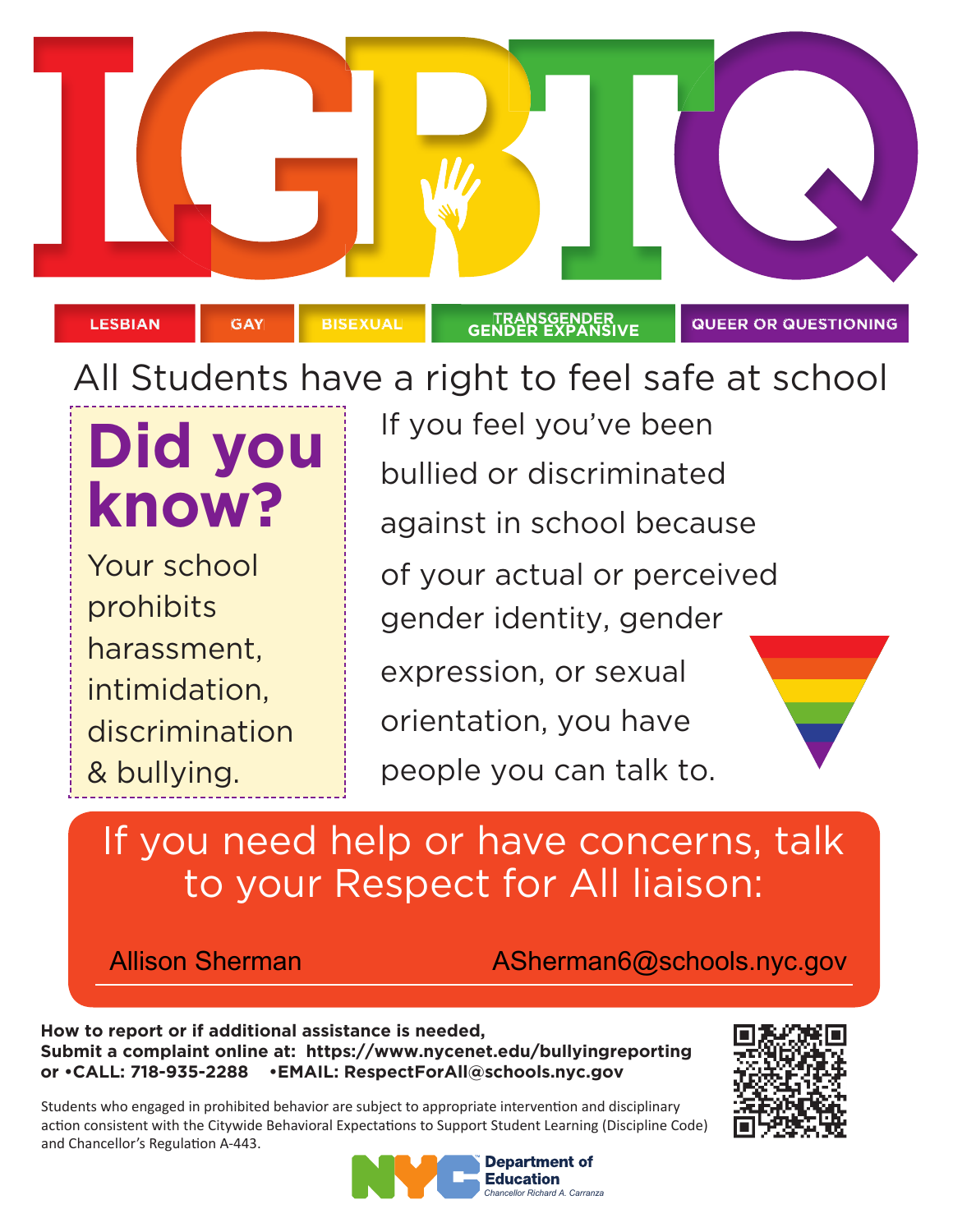# LGBTQ

LESBIAN | GAY | BISEXUAL | TRANSGENDER GENDER EXPANSIVE | QUEER OR QUESTIONING

## All Students have a right to feel safe at school

**Did you know?**

Your school prohibits harassment, intimidation, discrimination & bullying.

If you feel you've been bullied or discriminated against in school because of your actual or perceived gender identity, gender expression, or sexual orientation, you have people you can talk to.

## If you need help or have concerns, talk to your Respect for All liaison:

Allison Sherman ASherman6@schools.nyc.gov

**How to report or if additional assistance is needed,**
**Submit a complaint online at: https://www.nycenet.edu/bullyingreporting**
**or •CALL: 718-935-2288 •EMAIL: RespectForAll@schools.nyc.gov**

Students who engaged in prohibited behavior are subject to appropriate intervention and disciplinary action consistent with the Citywide Behavioral Expectations to Support Student Learning (Discipline Code) and Chancellor's Regulation A-443.

NYC Department of Education
*Chancellor Richard A. Carranza*